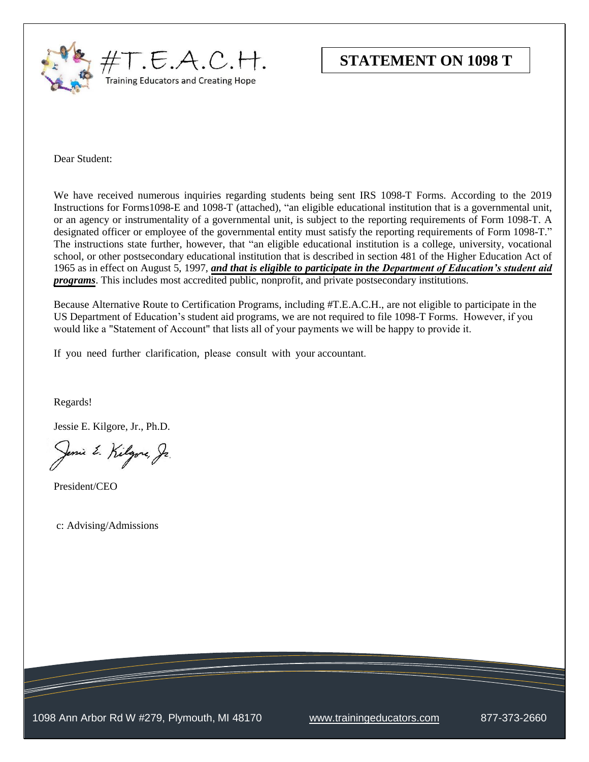#T.E.A.C.H.

Training Educators and Creating Hope

# STATEMENT ON 1098 T

Dear Student:

We have received numerous inquiries regarding students being sent IRS 1098-T Forms. According to the 2019 Instructions for Forms1098-E and 1098-T (attached), "an eligible educational institution that is a governmental unit, or an agency or instrumentality of a governmental unit, is subject to the reporting requirements of Form 1098-T. A designated officer or employee of the governmental entity must satisfy the reporting requirements of Form 1098-T." The instructions state further, however, that "an eligible educational institution is a college, university, vocational school, or other postsecondary educational institution that is described in section 481 of the Higher Education Act of 1965 as in effect on August 5, 1997, ***and that is eligible to participate in the Department of Education's student aid programs***. This includes most accredited public, nonprofit, and private postsecondary institutions.

Because Alternative Route to Certification Programs, including #T.E.A.C.H., are not eligible to participate in the US Department of Education's student aid programs, we are not required to file 1098-T Forms. However, if you would like a "Statement of Account" that lists all of your payments we will be happy to provide it.

If you need further clarification, please consult with your accountant.

Regards!

Jessie E. Kilgore, Jr., Ph.D.

Jessie E. Kilgore, Jr.

President/CEO

c: Advising/Admissions

1098 Ann Arbor Rd W #279, Plymouth, MI 48170 www.trainingeducators.com 877-373-2660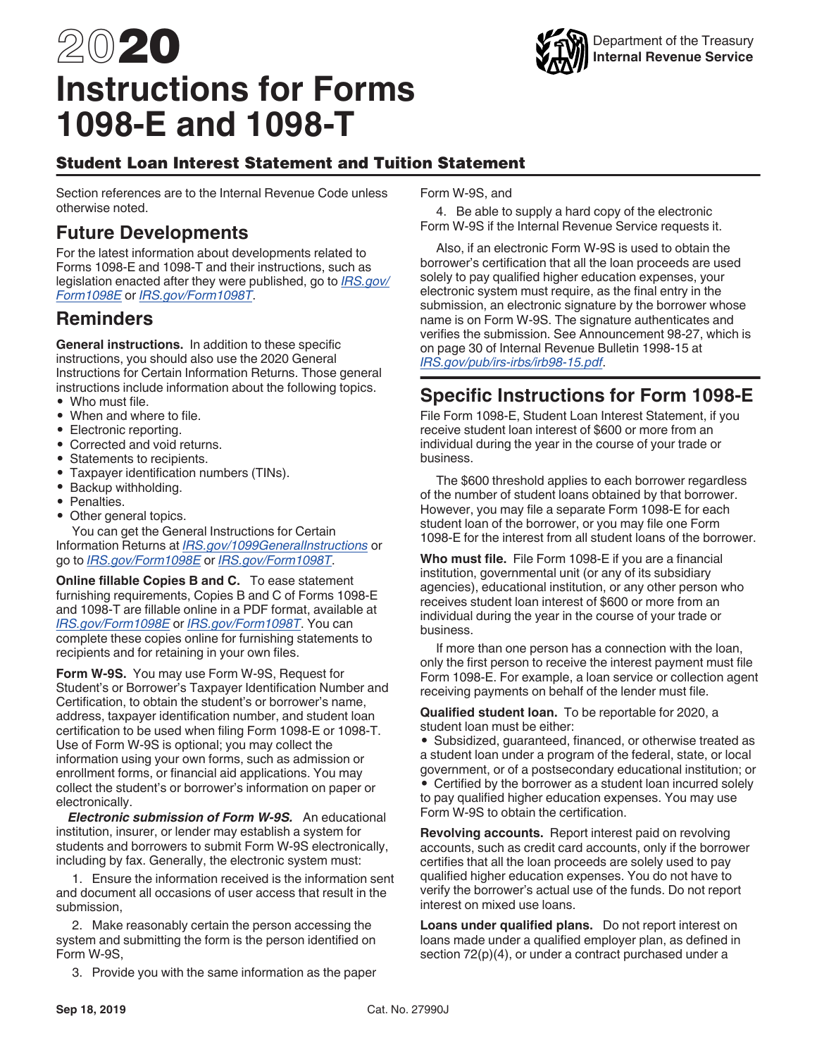# 2020 Instructions for Forms 1098-E and 1098-T

Department of the Treasury
Internal Revenue Service

## Student Loan Interest Statement and Tuition Statement

Section references are to the Internal Revenue Code unless otherwise noted.

## Future Developments

For the latest information about developments related to Forms 1098-E and 1098-T and their instructions, such as legislation enacted after they were published, go to *IRS.gov/Form1098E* or *IRS.gov/Form1098T*.

## Reminders

**General instructions.** In addition to these specific instructions, you should also use the 2020 General Instructions for Certain Information Returns. Those general instructions include information about the following topics.

- Who must file.
- When and where to file.
- Electronic reporting.
- Corrected and void returns.
- Statements to recipients.
- Taxpayer identification numbers (TINs).
- Backup withholding.
- Penalties.
- Other general topics.

You can get the General Instructions for Certain Information Returns at *IRS.gov/1099GeneralInstructions* or go to *IRS.gov/Form1098E* or *IRS.gov/Form1098T*.

**Online fillable Copies B and C.** To ease statement furnishing requirements, Copies B and C of Forms 1098-E and 1098-T are fillable online in a PDF format, available at *IRS.gov/Form1098E* or *IRS.gov/Form1098T*. You can complete these copies online for furnishing statements to recipients and for retaining in your own files.

**Form W-9S.** You may use Form W-9S, Request for Student's or Borrower's Taxpayer Identification Number and Certification, to obtain the student's or borrower's name, address, taxpayer identification number, and student loan certification to be used when filing Form 1098-E or 1098-T. Use of Form W-9S is optional; you may collect the information using your own forms, such as admission or enrollment forms, or financial aid applications. You may collect the student's or borrower's information on paper or electronically.

***Electronic submission of Form W-9S.*** An educational institution, insurer, or lender may establish a system for students and borrowers to submit Form W-9S electronically, including by fax. Generally, the electronic system must:

1. Ensure the information received is the information sent and document all occasions of user access that result in the submission,

2. Make reasonably certain the person accessing the system and submitting the form is the person identified on Form W-9S,

3. Provide you with the same information as the paper Form W-9S, and

4. Be able to supply a hard copy of the electronic Form W-9S if the Internal Revenue Service requests it.

Also, if an electronic Form W-9S is used to obtain the borrower's certification that all the loan proceeds are used solely to pay qualified higher education expenses, your electronic system must require, as the final entry in the submission, an electronic signature by the borrower whose name is on Form W-9S. The signature authenticates and verifies the submission. See Announcement 98-27, which is on page 30 of Internal Revenue Bulletin 1998-15 at *IRS.gov/pub/irs-irbs/irb98-15.pdf*.

## Specific Instructions for Form 1098-E

File Form 1098-E, Student Loan Interest Statement, if you receive student loan interest of $600 or more from an individual during the year in the course of your trade or business.

The $600 threshold applies to each borrower regardless of the number of student loans obtained by that borrower. However, you may file a separate Form 1098-E for each student loan of the borrower, or you may file one Form 1098-E for the interest from all student loans of the borrower.

**Who must file.** File Form 1098-E if you are a financial institution, governmental unit (or any of its subsidiary agencies), educational institution, or any other person who receives student loan interest of $600 or more from an individual during the year in the course of your trade or business.

If more than one person has a connection with the loan, only the first person to receive the interest payment must file Form 1098-E. For example, a loan service or collection agent receiving payments on behalf of the lender must file.

**Qualified student loan.** To be reportable for 2020, a student loan must be either:

- Subsidized, guaranteed, financed, or otherwise treated as a student loan under a program of the federal, state, or local government, or of a postsecondary educational institution; or
- Certified by the borrower as a student loan incurred solely to pay qualified higher education expenses. You may use Form W-9S to obtain the certification.

**Revolving accounts.** Report interest paid on revolving accounts, such as credit card accounts, only if the borrower certifies that all the loan proceeds are solely used to pay qualified higher education expenses. You do not have to verify the borrower's actual use of the funds. Do not report interest on mixed use loans.

**Loans under qualified plans.** Do not report interest on loans made under a qualified employer plan, as defined in section 72(p)(4), or under a contract purchased under a

Sep 18, 2019 Cat. No. 27990J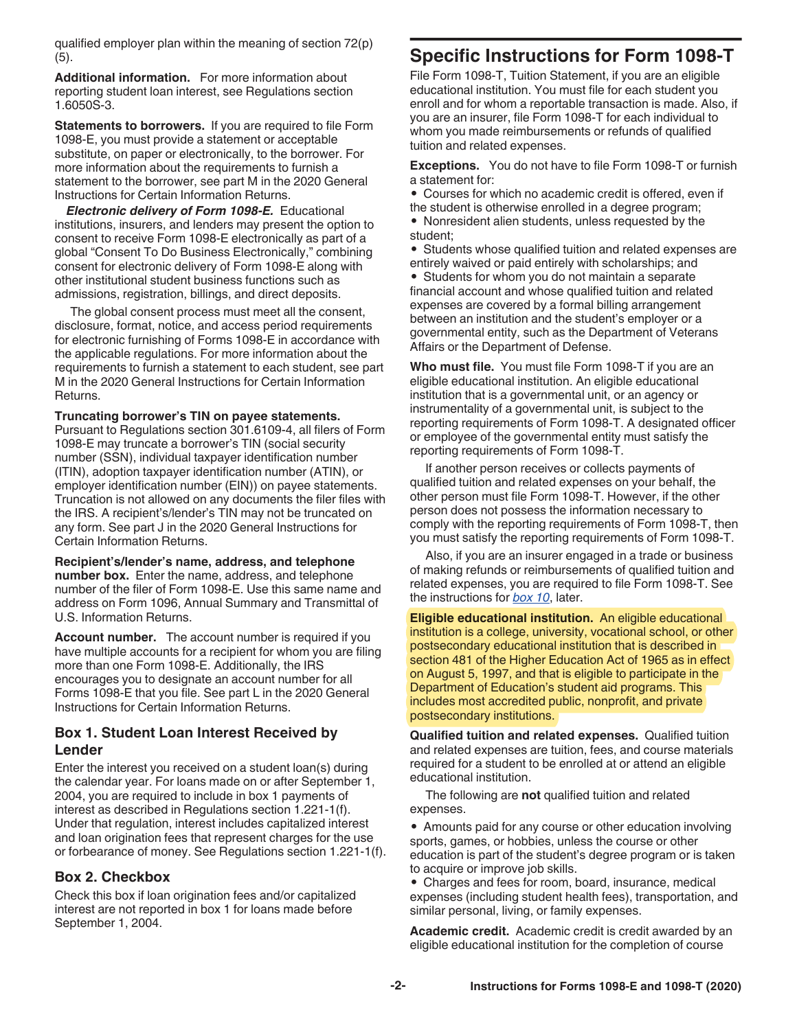qualified employer plan within the meaning of section 72(p)(5).

**Additional information.** For more information about reporting student loan interest, see Regulations section 1.6050S-3.

**Statements to borrowers.** If you are required to file Form 1098-E, you must provide a statement or acceptable substitute, on paper or electronically, to the borrower. For more information about the requirements to furnish a statement to the borrower, see part M in the 2020 General Instructions for Certain Information Returns.

***Electronic delivery of Form 1098-E.*** Educational institutions, insurers, and lenders may present the option to consent to receive Form 1098-E electronically as part of a global "Consent To Do Business Electronically," combining consent for electronic delivery of Form 1098-E along with other institutional student business functions such as admissions, registration, billings, and direct deposits.

The global consent process must meet all the consent, disclosure, format, notice, and access period requirements for electronic furnishing of Forms 1098-E in accordance with the applicable regulations. For more information about the requirements to furnish a statement to each student, see part M in the 2020 General Instructions for Certain Information Returns.

**Truncating borrower's TIN on payee statements.** Pursuant to Regulations section 301.6109-4, all filers of Form 1098-E may truncate a borrower's TIN (social security number (SSN), individual taxpayer identification number (ITIN), adoption taxpayer identification number (ATIN), or employer identification number (EIN)) on payee statements. Truncation is not allowed on any documents the filer files with the IRS. A recipient's/lender's TIN may not be truncated on any form. See part J in the 2020 General Instructions for Certain Information Returns.

**Recipient's/lender's name, address, and telephone number box.** Enter the name, address, and telephone number of the filer of Form 1098-E. Use this same name and address on Form 1096, Annual Summary and Transmittal of U.S. Information Returns.

**Account number.** The account number is required if you have multiple accounts for a recipient for whom you are filing more than one Form 1098-E. Additionally, the IRS encourages you to designate an account number for all Forms 1098-E that you file. See part L in the 2020 General Instructions for Certain Information Returns.

### Box 1. Student Loan Interest Received by Lender

Enter the interest you received on a student loan(s) during the calendar year. For loans made on or after September 1, 2004, you are required to include in box 1 payments of interest as described in Regulations section 1.221-1(f). Under that regulation, interest includes capitalized interest and loan origination fees that represent charges for the use or forbearance of money. See Regulations section 1.221-1(f).

### Box 2. Checkbox

Check this box if loan origination fees and/or capitalized interest are not reported in box 1 for loans made before September 1, 2004.

## Specific Instructions for Form 1098-T

File Form 1098-T, Tuition Statement, if you are an eligible educational institution. You must file for each student you enroll and for whom a reportable transaction is made. Also, if you are an insurer, file Form 1098-T for each individual to whom you made reimbursements or refunds of qualified tuition and related expenses.

**Exceptions.** You do not have to file Form 1098-T or furnish a statement for:

- Courses for which no academic credit is offered, even if the student is otherwise enrolled in a degree program;
- Nonresident alien students, unless requested by the student;
- Students whose qualified tuition and related expenses are entirely waived or paid entirely with scholarships; and
- Students for whom you do not maintain a separate financial account and whose qualified tuition and related expenses are covered by a formal billing arrangement between an institution and the student's employer or a governmental entity, such as the Department of Veterans Affairs or the Department of Defense.

**Who must file.** You must file Form 1098-T if you are an eligible educational institution. An eligible educational institution that is a governmental unit, or an agency or instrumentality of a governmental unit, is subject to the reporting requirements of Form 1098-T. A designated officer or employee of the governmental entity must satisfy the reporting requirements of Form 1098-T.

If another person receives or collects payments of qualified tuition and related expenses on your behalf, the other person must file Form 1098-T. However, if the other person does not possess the information necessary to comply with the reporting requirements of Form 1098-T, then you must satisfy the reporting requirements of Form 1098-T.

Also, if you are an insurer engaged in a trade or business of making refunds or reimbursements of qualified tuition and related expenses, you are required to file Form 1098-T. See the instructions for *box 10*, later.

**Eligible educational institution.** An eligible educational institution is a college, university, vocational school, or other postsecondary educational institution that is described in section 481 of the Higher Education Act of 1965 as in effect on August 5, 1997, and that is eligible to participate in the Department of Education's student aid programs. This includes most accredited public, nonprofit, and private postsecondary institutions.

**Qualified tuition and related expenses.** Qualified tuition and related expenses are tuition, fees, and course materials required for a student to be enrolled at or attend an eligible educational institution.

The following are **not** qualified tuition and related expenses.

- Amounts paid for any course or other education involving sports, games, or hobbies, unless the course or other education is part of the student's degree program or is taken to acquire or improve job skills.
- Charges and fees for room, board, insurance, medical expenses (including student health fees), transportation, and similar personal, living, or family expenses.

**Academic credit.** Academic credit is credit awarded by an eligible educational institution for the completion of course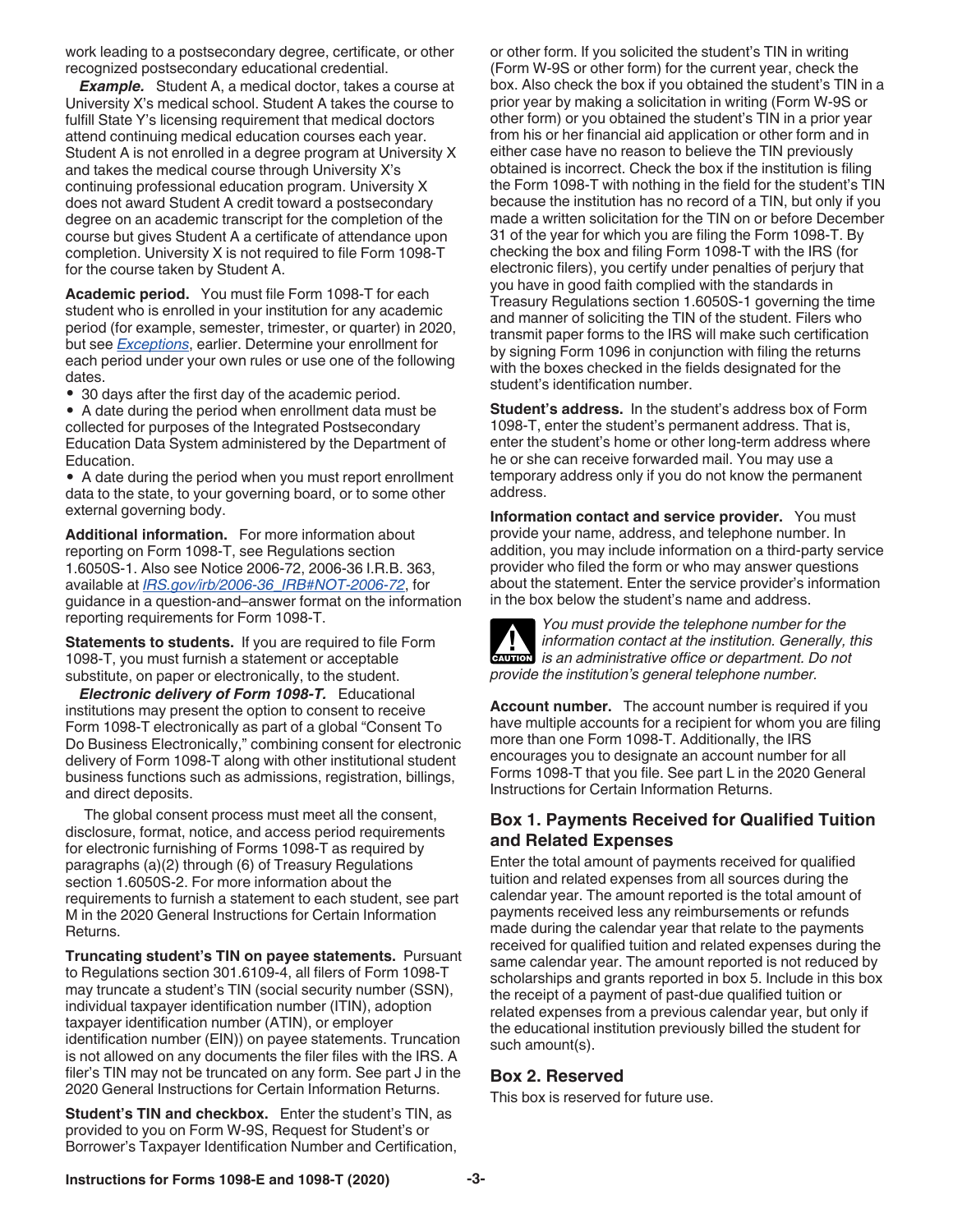work leading to a postsecondary degree, certificate, or other recognized postsecondary educational credential.

***Example.*** Student A, a medical doctor, takes a course at University X's medical school. Student A takes the course to fulfill State Y's licensing requirement that medical doctors attend continuing medical education courses each year. Student A is not enrolled in a degree program at University X and takes the medical course through University X's continuing professional education program. University X does not award Student A credit toward a postsecondary degree on an academic transcript for the completion of the course but gives Student A a certificate of attendance upon completion. University X is not required to file Form 1098-T for the course taken by Student A.

**Academic period.** You must file Form 1098-T for each student who is enrolled in your institution for any academic period (for example, semester, trimester, or quarter) in 2020, but see *Exceptions*, earlier. Determine your enrollment for each period under your own rules or use one of the following dates.

- 30 days after the first day of the academic period.
- A date during the period when enrollment data must be collected for purposes of the Integrated Postsecondary Education Data System administered by the Department of Education.
- A date during the period when you must report enrollment data to the state, to your governing board, or to some other external governing body.

**Additional information.** For more information about reporting on Form 1098-T, see Regulations section 1.6050S-1. Also see Notice 2006-72, 2006-36 I.R.B. 363, available at *IRS.gov/irb/2006-36_IRB#NOT-2006-72*, for guidance in a question-and–answer format on the information reporting requirements for Form 1098-T.

**Statements to students.** If you are required to file Form 1098-T, you must furnish a statement or acceptable substitute, on paper or electronically, to the student.

***Electronic delivery of Form 1098-T.*** Educational institutions may present the option to consent to receive Form 1098-T electronically as part of a global "Consent To Do Business Electronically," combining consent for electronic delivery of Form 1098-T along with other institutional student business functions such as admissions, registration, billings, and direct deposits.

The global consent process must meet all the consent, disclosure, format, notice, and access period requirements for electronic furnishing of Forms 1098-T as required by paragraphs (a)(2) through (6) of Treasury Regulations section 1.6050S-2. For more information about the requirements to furnish a statement to each student, see part M in the 2020 General Instructions for Certain Information Returns.

**Truncating student's TIN on payee statements.** Pursuant to Regulations section 301.6109-4, all filers of Form 1098-T may truncate a student's TIN (social security number (SSN), individual taxpayer identification number (ITIN), adoption taxpayer identification number (ATIN), or employer identification number (EIN)) on payee statements. Truncation is not allowed on any documents the filer files with the IRS. A filer's TIN may not be truncated on any form. See part J in the 2020 General Instructions for Certain Information Returns.

**Student's TIN and checkbox.** Enter the student's TIN, as provided to you on Form W-9S, Request for Student's or Borrower's Taxpayer Identification Number and Certification, or other form. If you solicited the student's TIN in writing (Form W-9S or other form) for the current year, check the box. Also check the box if you obtained the student's TIN in a prior year by making a solicitation in writing (Form W-9S or other form) or you obtained the student's TIN in a prior year from his or her financial aid application or other form and in either case have no reason to believe the TIN previously obtained is incorrect. Check the box if the institution is filing the Form 1098-T with nothing in the field for the student's TIN because the institution has no record of a TIN, but only if you made a written solicitation for the TIN on or before December 31 of the year for which you are filing the Form 1098-T. By checking the box and filing Form 1098-T with the IRS (for electronic filers), you certify under penalties of perjury that you have in good faith complied with the standards in Treasury Regulations section 1.6050S-1 governing the time and manner of soliciting the TIN of the student. Filers who transmit paper forms to the IRS will make such certification by signing Form 1096 in conjunction with filing the returns with the boxes checked in the fields designated for the student's identification number.

**Student's address.** In the student's address box of Form 1098-T, enter the student's permanent address. That is, enter the student's home or other long-term address where he or she can receive forwarded mail. You may use a temporary address only if you do not know the permanent address.

**Information contact and service provider.** You must provide your name, address, and telephone number. In addition, you may include information on a third-party service provider who filed the form or who may answer questions about the statement. Enter the service provider's information in the box below the student's name and address.

**CAUTION** *You must provide the telephone number for the information contact at the institution. Generally, this is an administrative office or department. Do not provide the institution's general telephone number.*

**Account number.** The account number is required if you have multiple accounts for a recipient for whom you are filing more than one Form 1098-T. Additionally, the IRS encourages you to designate an account number for all Forms 1098-T that you file. See part L in the 2020 General Instructions for Certain Information Returns.

## Box 1. Payments Received for Qualified Tuition and Related Expenses

Enter the total amount of payments received for qualified tuition and related expenses from all sources during the calendar year. The amount reported is the total amount of payments received less any reimbursements or refunds made during the calendar year that relate to the payments received for qualified tuition and related expenses during the same calendar year. The amount reported is not reduced by scholarships and grants reported in box 5. Include in this box the receipt of a payment of past-due qualified tuition or related expenses from a previous calendar year, but only if the educational institution previously billed the student for such amount(s).

## Box 2. Reserved

This box is reserved for future use.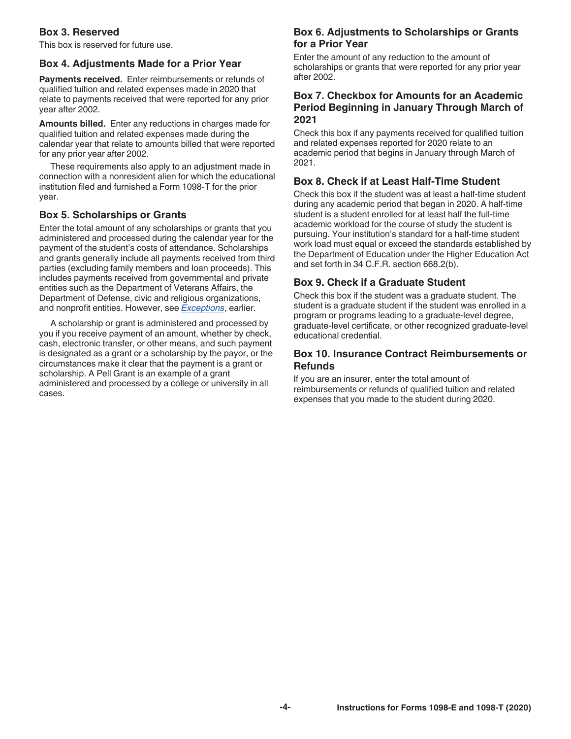### Box 3. Reserved

This box is reserved for future use.

### Box 4. Adjustments Made for a Prior Year

**Payments received.** Enter reimbursements or refunds of qualified tuition and related expenses made in 2020 that relate to payments received that were reported for any prior year after 2002.

**Amounts billed.** Enter any reductions in charges made for qualified tuition and related expenses made during the calendar year that relate to amounts billed that were reported for any prior year after 2002.

These requirements also apply to an adjustment made in connection with a nonresident alien for which the educational institution filed and furnished a Form 1098-T for the prior year.

### Box 5. Scholarships or Grants

Enter the total amount of any scholarships or grants that you administered and processed during the calendar year for the payment of the student's costs of attendance. Scholarships and grants generally include all payments received from third parties (excluding family members and loan proceeds). This includes payments received from governmental and private entities such as the Department of Veterans Affairs, the Department of Defense, civic and religious organizations, and nonprofit entities. However, see *Exceptions*, earlier.

A scholarship or grant is administered and processed by you if you receive payment of an amount, whether by check, cash, electronic transfer, or other means, and such payment is designated as a grant or a scholarship by the payor, or the circumstances make it clear that the payment is a grant or scholarship. A Pell Grant is an example of a grant administered and processed by a college or university in all cases.

### Box 6. Adjustments to Scholarships or Grants for a Prior Year

Enter the amount of any reduction to the amount of scholarships or grants that were reported for any prior year after 2002.

### Box 7. Checkbox for Amounts for an Academic Period Beginning in January Through March of 2021

Check this box if any payments received for qualified tuition and related expenses reported for 2020 relate to an academic period that begins in January through March of 2021.

### Box 8. Check if at Least Half-Time Student

Check this box if the student was at least a half-time student during any academic period that began in 2020. A half-time student is a student enrolled for at least half the full-time academic workload for the course of study the student is pursuing. Your institution's standard for a half-time student work load must equal or exceed the standards established by the Department of Education under the Higher Education Act and set forth in 34 C.F.R. section 668.2(b).

### Box 9. Check if a Graduate Student

Check this box if the student was a graduate student. The student is a graduate student if the student was enrolled in a program or programs leading to a graduate-level degree, graduate-level certificate, or other recognized graduate-level educational credential.

### Box 10. Insurance Contract Reimbursements or Refunds

If you are an insurer, enter the total amount of reimbursements or refunds of qualified tuition and related expenses that you made to the student during 2020.